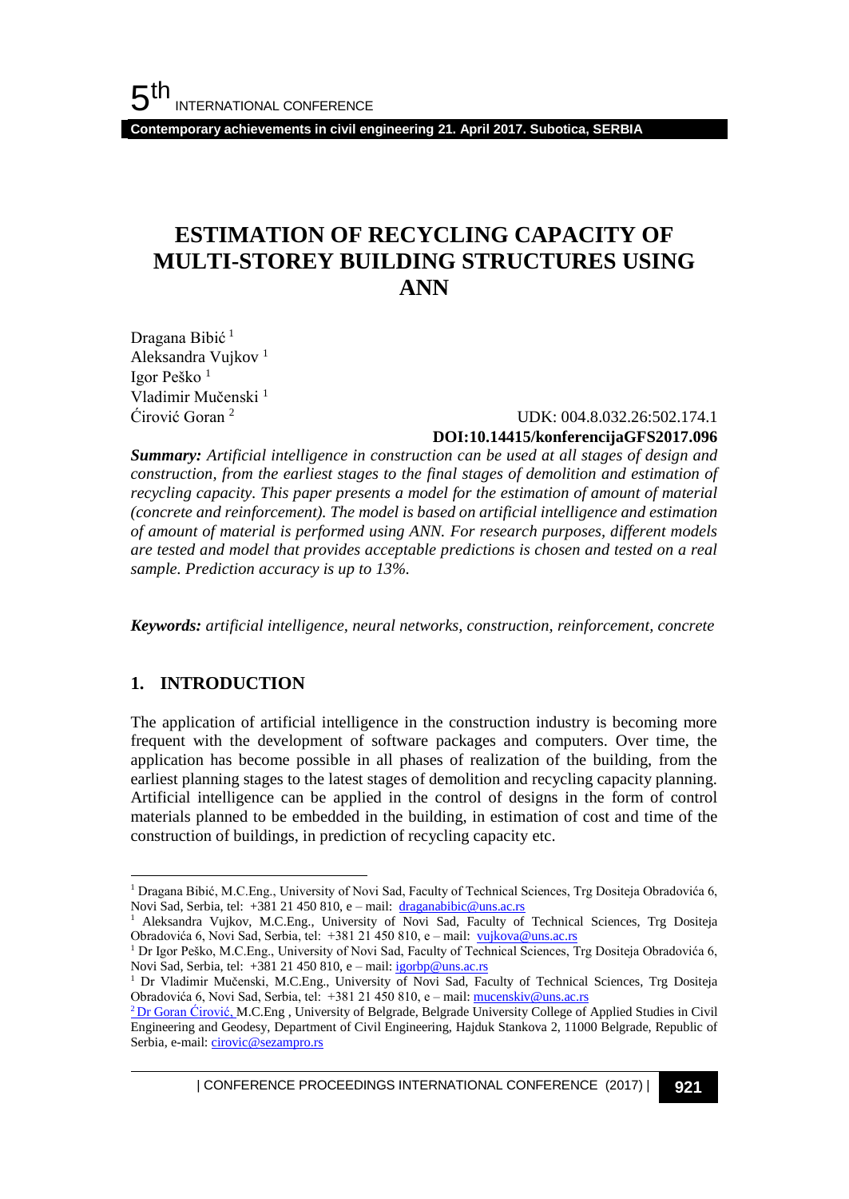# ESTIMATION OF RECYCLING CAPACITY OF MULTI-STOREY BUILDING STRUCTURES USING ANN

Dragana Bibić [1]
Aleksandra Vujkov [1]
Igor Peško [1]
Vladimir Mučenski [1]
Ćirović Goran [2]

UDK: 004.8.032.26:502.174.1
**DOI:10.14415/konferencijaGFS2017.096**

***Summary:*** *Artificial intelligence in construction can be used at all stages of design and construction, from the earliest stages to the final stages of demolition and estimation of recycling capacity. This paper presents a model for the estimation of amount of material (concrete and reinforcement). The model is based on artificial intelligence and estimation of amount of material is performed using ANN. For research purposes, different models are tested and model that provides acceptable predictions is chosen and tested on a real sample. Prediction accuracy is up to 13%.*

***Keywords:*** *artificial intelligence, neural networks, construction, reinforcement, concrete*

## 1. INTRODUCTION

The application of artificial intelligence in the construction industry is becoming more frequent with the development of software packages and computers. Over time, the application has become possible in all phases of realization of the building, from the earliest planning stages to the latest stages of demolition and recycling capacity planning. Artificial intelligence can be applied in the control of designs in the form of control materials planned to be embedded in the building, in estimation of cost and time of the construction of buildings, in prediction of recycling capacity etc.

---

[1] Dragana Bibić, M.C.Eng., University of Novi Sad, Faculty of Technical Sciences, Trg Dositeja Obradovića 6, Novi Sad, Serbia, tel: +381 21 450 810, e – mail: draganabibic@uns.ac.rs

[1] Aleksandra Vujkov, M.C.Eng., University of Novi Sad, Faculty of Technical Sciences, Trg Dositeja Obradovića 6, Novi Sad, Serbia, tel: +381 21 450 810, e – mail: vujkova@uns.ac.rs

[1] Dr Igor Peško, M.C.Eng., University of Novi Sad, Faculty of Technical Sciences, Trg Dositeja Obradovića 6, Novi Sad, Serbia, tel: +381 21 450 810, e – mail: igorbp@uns.ac.rs

[1] Dr Vladimir Mučenski, M.C.Eng., University of Novi Sad, Faculty of Technical Sciences, Trg Dositeja Obradovića 6, Novi Sad, Serbia, tel: +381 21 450 810, e – mail: mucenskiv@uns.ac.rs

[2] Dr Goran Ćirović, M.C.Eng , University of Belgrade, Belgrade University College of Applied Studies in Civil Engineering and Geodesy, Department of Civil Engineering, Hajduk Stankova 2, 11000 Belgrade, Republic of Serbia, e-mail: cirovic@sezampro.rs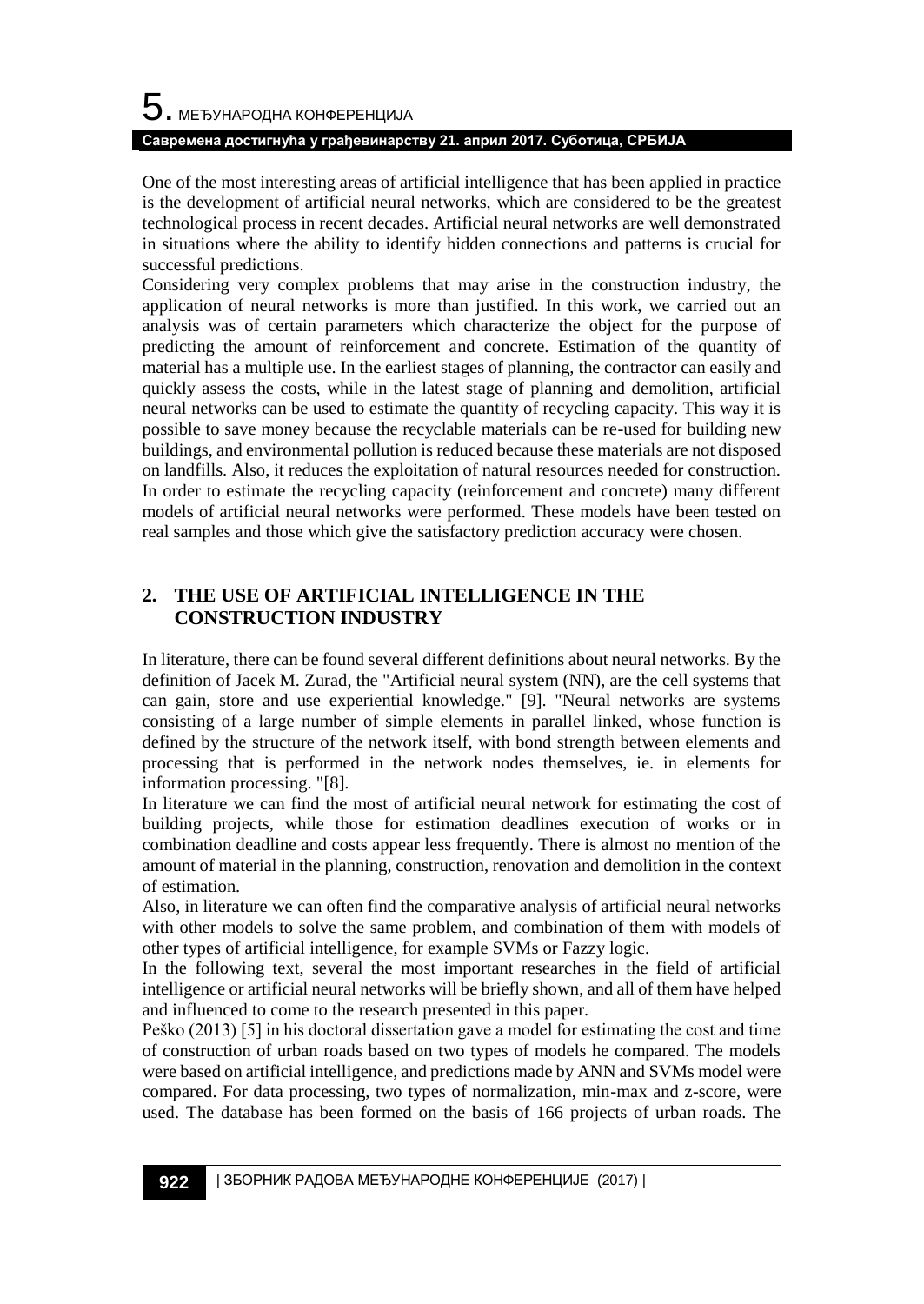One of the most interesting areas of artificial intelligence that has been applied in practice is the development of artificial neural networks, which are considered to be the greatest technological process in recent decades. Artificial neural networks are well demonstrated in situations where the ability to identify hidden connections and patterns is crucial for successful predictions.

Considering very complex problems that may arise in the construction industry, the application of neural networks is more than justified. In this work, we carried out an analysis was of certain parameters which characterize the object for the purpose of predicting the amount of reinforcement and concrete. Estimation of the quantity of material has a multiple use. In the earliest stages of planning, the contractor can easily and quickly assess the costs, while in the latest stage of planning and demolition, artificial neural networks can be used to estimate the quantity of recycling capacity. This way it is possible to save money because the recyclable materials can be re-used for building new buildings, and environmental pollution is reduced because these materials are not disposed on landfills. Also, it reduces the exploitation of natural resources needed for construction. In order to estimate the recycling capacity (reinforcement and concrete) many different models of artificial neural networks were performed. These models have been tested on real samples and those which give the satisfactory prediction accuracy were chosen.

## 2. THE USE OF ARTIFICIAL INTELLIGENCE IN THE CONSTRUCTION INDUSTRY

In literature, there can be found several different definitions about neural networks. By the definition of Jacek M. Zurad, the "Artificial neural system (NN), are the cell systems that can gain, store and use experiential knowledge." [9]. "Neural networks are systems consisting of a large number of simple elements in parallel linked, whose function is defined by the structure of the network itself, with bond strength between elements and processing that is performed in the network nodes themselves, ie. in elements for information processing. "[8].

In literature we can find the most of artificial neural network for estimating the cost of building projects, while those for estimation deadlines execution of works or in combination deadline and costs appear less frequently. There is almost no mention of the amount of material in the planning, construction, renovation and demolition in the context of estimation.

Also, in literature we can often find the comparative analysis of artificial neural networks with other models to solve the same problem, and combination of them with models of other types of artificial intelligence, for example SVMs or Fazzy logic.

In the following text, several the most important researches in the field of artificial intelligence or artificial neural networks will be briefly shown, and all of them have helped and influenced to come to the research presented in this paper.

Peško (2013) [5] in his doctoral dissertation gave a model for estimating the cost and time of construction of urban roads based on two types of models he compared. The models were based on artificial intelligence, and predictions made by ANN and SVMs model were compared. For data processing, two types of normalization, min-max and z-score, were used. The database has been formed on the basis of 166 projects of urban roads. The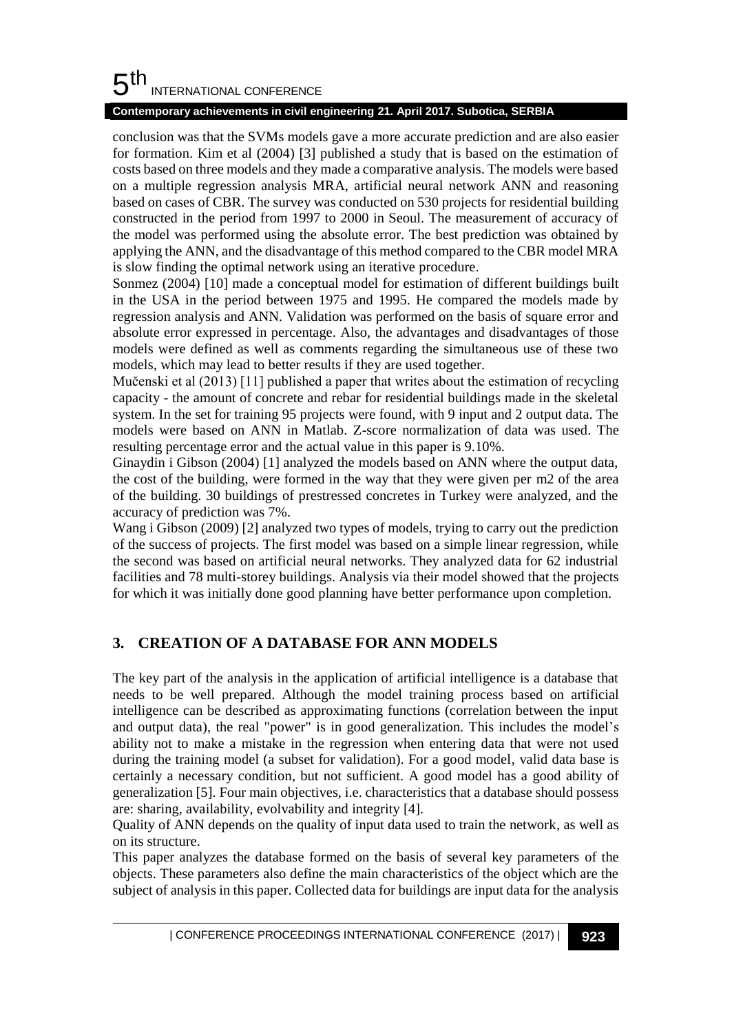conclusion was that the SVMs models gave a more accurate prediction and are also easier for formation. Kim et al (2004) [3] published a study that is based on the estimation of costs based on three models and they made a comparative analysis. The models were based on a multiple regression analysis MRA, artificial neural network ANN and reasoning based on cases of CBR. The survey was conducted on 530 projects for residential building constructed in the period from 1997 to 2000 in Seoul. The measurement of accuracy of the model was performed using the absolute error. The best prediction was obtained by applying the ANN, and the disadvantage of this method compared to the CBR model MRA is slow finding the optimal network using an iterative procedure.

Sonmez (2004) [10] made a conceptual model for estimation of different buildings built in the USA in the period between 1975 and 1995. He compared the models made by regression analysis and ANN. Validation was performed on the basis of square error and absolute error expressed in percentage. Also, the advantages and disadvantages of those models were defined as well as comments regarding the simultaneous use of these two models, which may lead to better results if they are used together.

Mučenski et al (2013) [11] published a paper that writes about the estimation of recycling capacity - the amount of concrete and rebar for residential buildings made in the skeletal system. In the set for training 95 projects were found, with 9 input and 2 output data. The models were based on ANN in Matlab. Z-score normalization of data was used. The resulting percentage error and the actual value in this paper is 9.10%.

Ginaydin i Gibson (2004) [1] analyzed the models based on ANN where the output data, the cost of the building, were formed in the way that they were given per m2 of the area of the building. 30 buildings of prestressed concretes in Turkey were analyzed, and the accuracy of prediction was 7%.

Wang i Gibson (2009) [2] analyzed two types of models, trying to carry out the prediction of the success of projects. The first model was based on a simple linear regression, while the second was based on artificial neural networks. They analyzed data for 62 industrial facilities and 78 multi-storey buildings. Analysis via their model showed that the projects for which it was initially done good planning have better performance upon completion.

## 3. CREATION OF A DATABASE FOR ANN MODELS

The key part of the analysis in the application of artificial intelligence is a database that needs to be well prepared. Although the model training process based on artificial intelligence can be described as approximating functions (correlation between the input and output data), the real "power" is in good generalization. This includes the model's ability not to make a mistake in the regression when entering data that were not used during the training model (a subset for validation). For a good model, valid data base is certainly a necessary condition, but not sufficient. A good model has a good ability of generalization [5]. Four main objectives, i.e. characteristics that a database should possess are: sharing, availability, evolvability and integrity [4].

Quality of ANN depends on the quality of input data used to train the network, as well as on its structure.

This paper analyzes the database formed on the basis of several key parameters of the objects. These parameters also define the main characteristics of the object which are the subject of analysis in this paper. Collected data for buildings are input data for the analysis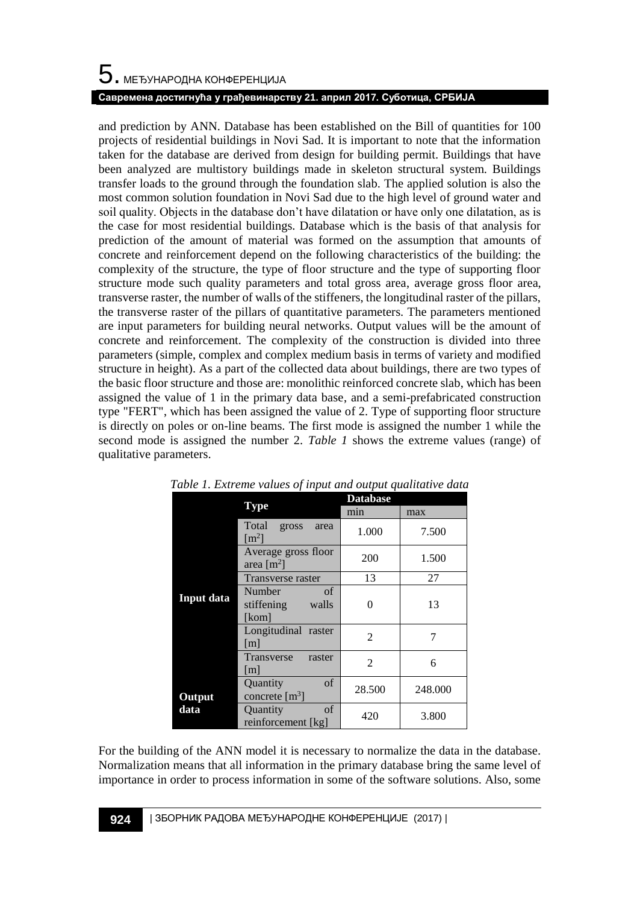and prediction by ANN. Database has been established on the Bill of quantities for 100 projects of residential buildings in Novi Sad. It is important to note that the information taken for the database are derived from design for building permit. Buildings that have been analyzed are multistory buildings made in skeleton structural system. Buildings transfer loads to the ground through the foundation slab. The applied solution is also the most common solution foundation in Novi Sad due to the high level of ground water and soil quality. Objects in the database don't have dilatation or have only one dilatation, as is the case for most residential buildings. Database which is the basis of that analysis for prediction of the amount of material was formed on the assumption that amounts of concrete and reinforcement depend on the following characteristics of the building: the complexity of the structure, the type of floor structure and the type of supporting floor structure mode such quality parameters and total gross area, average gross floor area, transverse raster, the number of walls of the stiffeners, the longitudinal raster of the pillars, the transverse raster of the pillars of quantitative parameters. The parameters mentioned are input parameters for building neural networks. Output values will be the amount of concrete and reinforcement. The complexity of the construction is divided into three parameters (simple, complex and complex medium basis in terms of variety and modified structure in height). As a part of the collected data about buildings, there are two types of the basic floor structure and those are: monolithic reinforced concrete slab, which has been assigned the value of 1 in the primary data base, and a semi-prefabricated construction type "FERT", which has been assigned the value of 2. Type of supporting floor structure is directly on poles or on-line beams. The first mode is assigned the number 1 while the second mode is assigned the number 2. *Table 1* shows the extreme values (range) of qualitative parameters.

*Table 1. Extreme values of input and output qualitative data*

| | Type | Database | |
|---|---|---|---|
| | | min | max |
| **Input data** | Total gross area [m$^2$] | 1.000 | 7.500 |
| | Average gross floor area [m$^2$] | 200 | 1.500 |
| | Transverse raster | 13 | 27 |
| | Number of stiffening walls [kom] | 0 | 13 |
| | Longitudinal raster [m] | 2 | 7 |
| | Transverse raster [m] | 2 | 6 |
| **Output data** | Quantity of concrete [m$^3$] | 28.500 | 248.000 |
| | Quantity of reinforcement [kg] | 420 | 3.800 |

For the building of the ANN model it is necessary to normalize the data in the database. Normalization means that all information in the primary database bring the same level of importance in order to process information in some of the software solutions. Also, some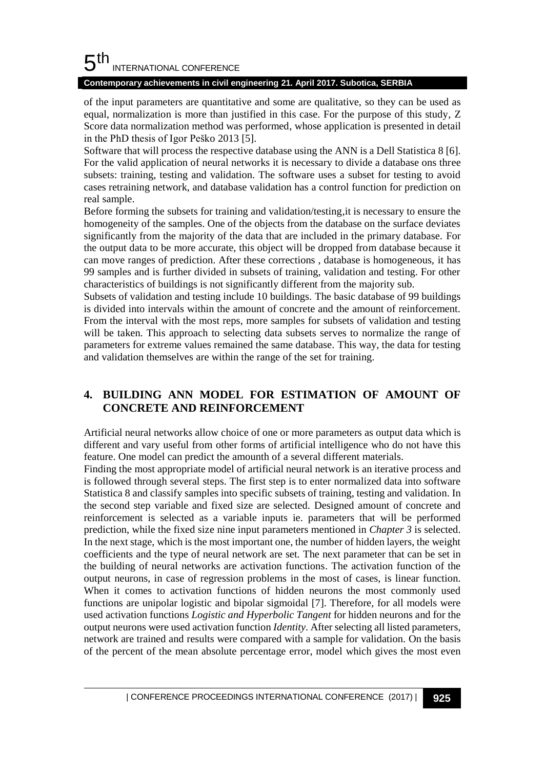of the input parameters are quantitative and some are qualitative, so they can be used as equal, normalization is more than justified in this case. For the purpose of this study, Z Score data normalization method was performed, whose application is presented in detail in the PhD thesis of Igor Peško 2013 [5].

Software that will process the respective database using the ANN is a Dell Statistica 8 [6]. For the valid application of neural networks it is necessary to divide a database ons three subsets: training, testing and validation. The software uses a subset for testing to avoid cases retraining network, and database validation has a control function for prediction on real sample.

Before forming the subsets for training and validation/testing,it is necessary to ensure the homogeneity of the samples. One of the objects from the database on the surface deviates significantly from the majority of the data that are included in the primary database. For the output data to be more accurate, this object will be dropped from database because it can move ranges of prediction. After these corrections , database is homogeneous, it has 99 samples and is further divided in subsets of training, validation and testing. For other characteristics of buildings is not significantly different from the majority sub.

Subsets of validation and testing include 10 buildings. The basic database of 99 buildings is divided into intervals within the amount of concrete and the amount of reinforcement. From the interval with the most reps, more samples for subsets of validation and testing will be taken. This approach to selecting data subsets serves to normalize the range of parameters for extreme values remained the same database. This way, the data for testing and validation themselves are within the range of the set for training.

## 4. BUILDING ANN MODEL FOR ESTIMATION OF AMOUNT OF CONCRETE AND REINFORCEMENT

Artificial neural networks allow choice of one or more parameters as output data which is different and vary useful from other forms of artificial intelligence who do not have this feature. One model can predict the amounth of a several different materials.

Finding the most appropriate model of artificial neural network is an iterative process and is followed through several steps. The first step is to enter normalized data into software Statistica 8 and classify samples into specific subsets of training, testing and validation. In the second step variable and fixed size are selected. Designed amount of concrete and reinforcement is selected as a variable inputs ie. parameters that will be performed prediction, while the fixed size nine input parameters mentioned in *Chapter 3* is selected. In the next stage, which is the most important one, the number of hidden layers, the weight coefficients and the type of neural network are set. The next parameter that can be set in the building of neural networks are activation functions. The activation function of the output neurons, in case of regression problems in the most of cases, is linear function. When it comes to activation functions of hidden neurons the most commonly used functions are unipolar logistic and bipolar sigmoidal [7]. Therefore, for all models were used activation functions *Logistic and Hyperbolic Tangent* for hidden neurons and for the output neurons were used activation function *Identity*. After selecting all listed parameters, network are trained and results were compared with a sample for validation. On the basis of the percent of the mean absolute percentage error, model which gives the most even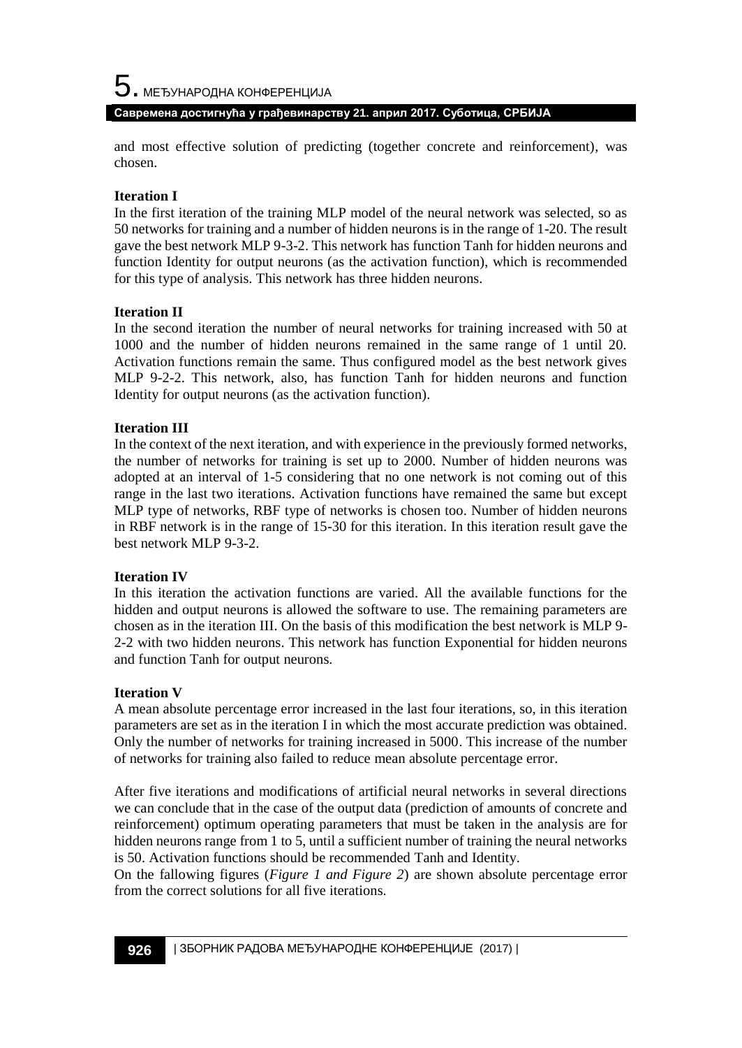and most effective solution of predicting (together concrete and reinforcement), was chosen.

**Iteration I**

In the first iteration of the training MLP model of the neural network was selected, so as 50 networks for training and a number of hidden neurons is in the range of 1-20. The result gave the best network MLP 9-3-2. This network has function Tanh for hidden neurons and function Identity for output neurons (as the activation function), which is recommended for this type of analysis. This network has three hidden neurons.

**Iteration II**

In the second iteration the number of neural networks for training increased with 50 at 1000 and the number of hidden neurons remained in the same range of 1 until 20. Activation functions remain the same. Thus configured model as the best network gives MLP 9-2-2. This network, also, has function Tanh for hidden neurons and function Identity for output neurons (as the activation function).

**Iteration III**

In the context of the next iteration, and with experience in the previously formed networks, the number of networks for training is set up to 2000. Number of hidden neurons was adopted at an interval of 1-5 considering that no one network is not coming out of this range in the last two iterations. Activation functions have remained the same but except MLP type of networks, RBF type of networks is chosen too. Number of hidden neurons in RBF network is in the range of 15-30 for this iteration. In this iteration result gave the best network MLP 9-3-2.

**Iteration IV**

In this iteration the activation functions are varied. All the available functions for the hidden and output neurons is allowed the software to use. The remaining parameters are chosen as in the iteration III. On the basis of this modification the best network is MLP 9-2-2 with two hidden neurons. This network has function Exponential for hidden neurons and function Tanh for output neurons.

**Iteration V**

A mean absolute percentage error increased in the last four iterations, so, in this iteration parameters are set as in the iteration I in which the most accurate prediction was obtained. Only the number of networks for training increased in 5000. This increase of the number of networks for training also failed to reduce mean absolute percentage error.

After five iterations and modifications of artificial neural networks in several directions we can conclude that in the case of the output data (prediction of amounts of concrete and reinforcement) optimum operating parameters that must be taken in the analysis are for hidden neurons range from 1 to 5, until a sufficient number of training the neural networks is 50. Activation functions should be recommended Tanh and Identity.

On the fallowing figures (*Figure 1 and Figure 2*) are shown absolute percentage error from the correct solutions for all five iterations.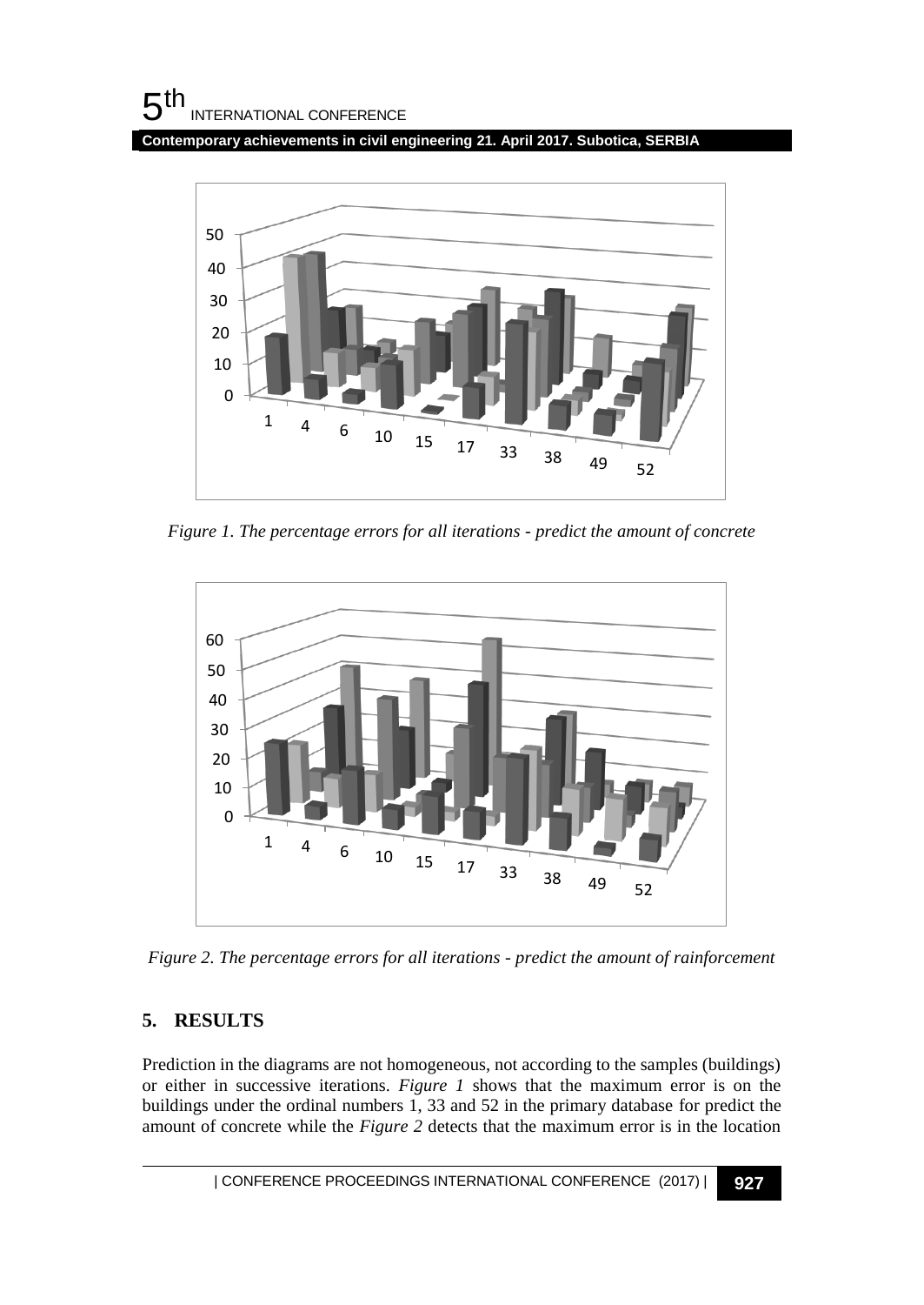*Figure 1. The percentage errors for all iterations - predict the amount of concrete*

*Figure 2. The percentage errors for all iterations - predict the amount of rainforcement*

## 5. RESULTS

Prediction in the diagrams are not homogeneous, not according to the samples (buildings) or either in successive iterations. *Figure 1* shows that the maximum error is on the buildings under the ordinal numbers 1, 33 and 52 in the primary database for predict the amount of concrete while the *Figure 2* detects that the maximum error is in the location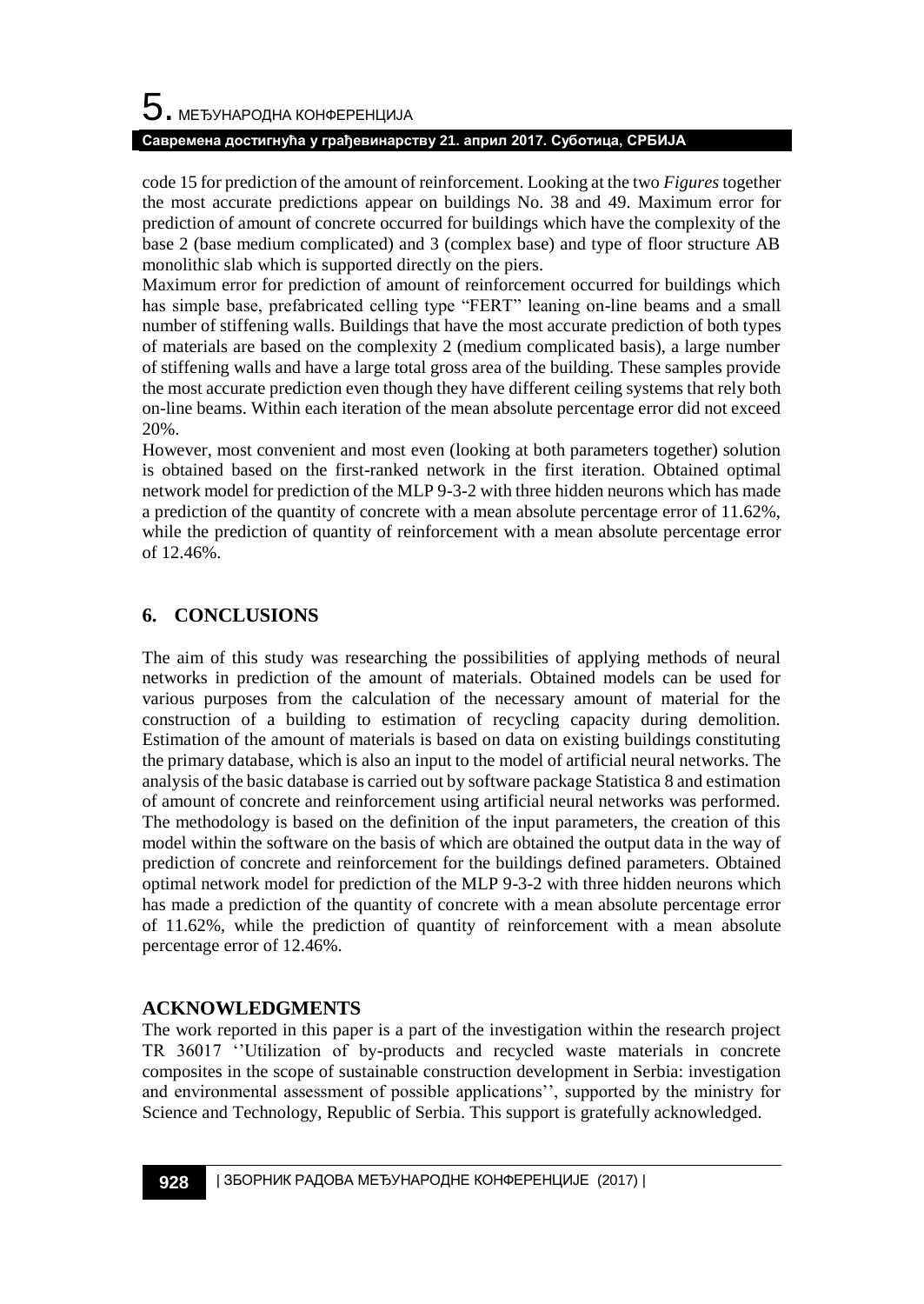code 15 for prediction of the amount of reinforcement. Looking at the two *Figures* together the most accurate predictions appear on buildings No. 38 and 49. Maximum error for prediction of amount of concrete occurred for buildings which have the complexity of the base 2 (base medium complicated) and 3 (complex base) and type of floor structure AB monolithic slab which is supported directly on the piers.

Maximum error for prediction of amount of reinforcement occurred for buildings which has simple base, prefabricated celling type "FERT" leaning on-line beams and a small number of stiffening walls. Buildings that have the most accurate prediction of both types of materials are based on the complexity 2 (medium complicated basis), a large number of stiffening walls and have a large total gross area of the building. These samples provide the most accurate prediction even though they have different ceiling systems that rely both on-line beams. Within each iteration of the mean absolute percentage error did not exceed 20%.

However, most convenient and most even (looking at both parameters together) solution is obtained based on the first-ranked network in the first iteration. Obtained optimal network model for prediction of the MLP 9-3-2 with three hidden neurons which has made a prediction of the quantity of concrete with a mean absolute percentage error of 11.62%, while the prediction of quantity of reinforcement with a mean absolute percentage error of 12.46%.

## 6. CONCLUSIONS

The aim of this study was researching the possibilities of applying methods of neural networks in prediction of the amount of materials. Obtained models can be used for various purposes from the calculation of the necessary amount of material for the construction of a building to estimation of recycling capacity during demolition. Estimation of the amount of materials is based on data on existing buildings constituting the primary database, which is also an input to the model of artificial neural networks. The analysis of the basic database is carried out by software package Statistica 8 and estimation of amount of concrete and reinforcement using artificial neural networks was performed. The methodology is based on the definition of the input parameters, the creation of this model within the software on the basis of which are obtained the output data in the way of prediction of concrete and reinforcement for the buildings defined parameters. Obtained optimal network model for prediction of the MLP 9-3-2 with three hidden neurons which has made a prediction of the quantity of concrete with a mean absolute percentage error of 11.62%, while the prediction of quantity of reinforcement with a mean absolute percentage error of 12.46%.

## ACKNOWLEDGMENTS

The work reported in this paper is a part of the investigation within the research project TR 36017 ''Utilization of by-products and recycled waste materials in concrete composites in the scope of sustainable construction development in Serbia: investigation and environmental assessment of possible applications'', supported by the ministry for Science and Technology, Republic of Serbia. This support is gratefully acknowledged.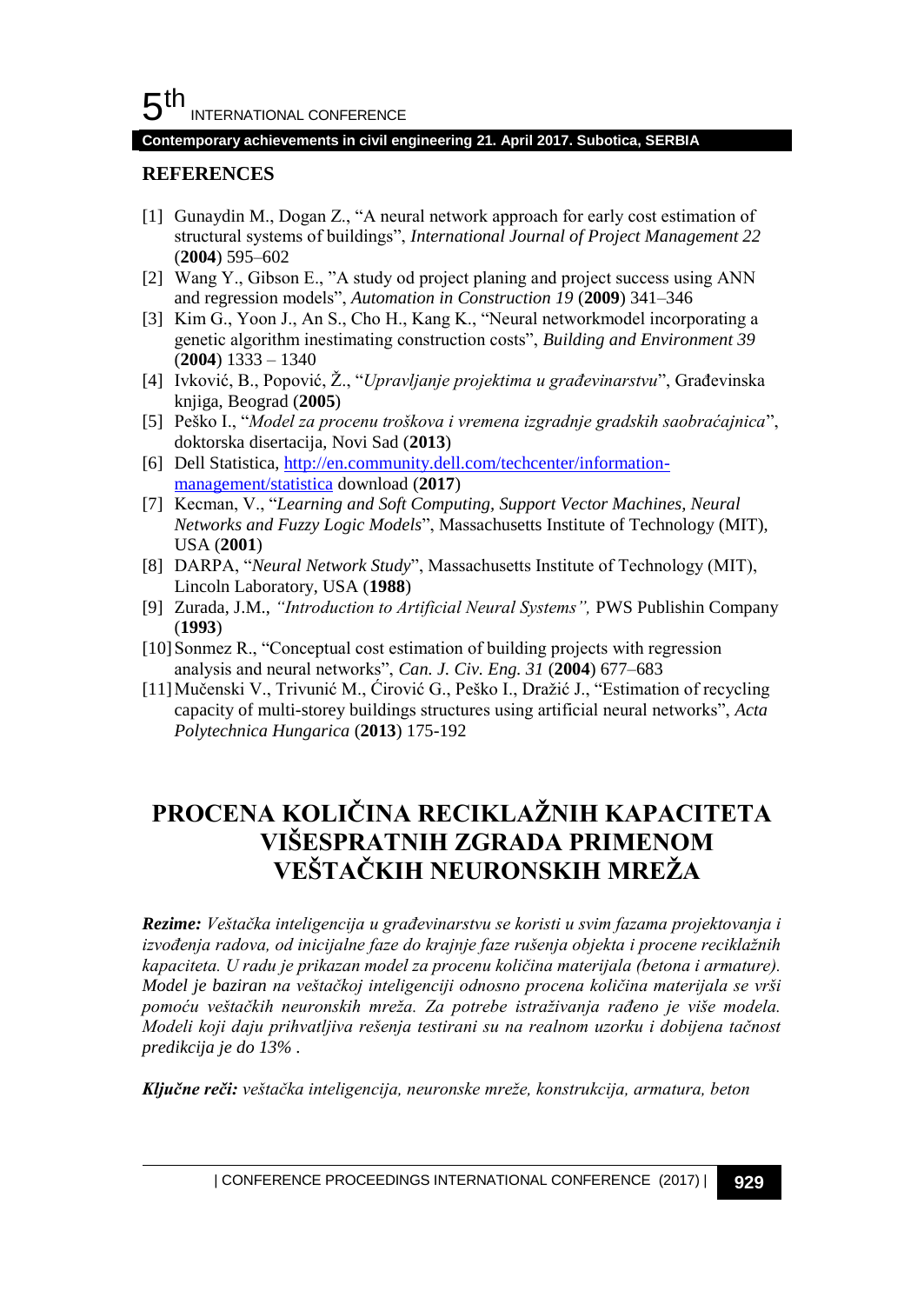## REFERENCES

[1] Gunaydin M., Dogan Z., "A neural network approach for early cost estimation of structural systems of buildings", *International Journal of Project Management 22* (**2004**) 595–602

[2] Wang Y., Gibson E., "A study od project planing and project success using ANN and regression models", *Automation in Construction 19* (**2009**) 341–346

[3] Kim G., Yoon J., An S., Cho H., Kang K., "Neural networkmodel incorporating a genetic algorithm inestimating construction costs", *Building and Environment 39* (**2004**) 1333 – 1340

[4] Ivković, B., Popović, Ž., "*Upravljanje projektima u građevinarstvu*", Građevinska knjiga, Beograd (**2005**)

[5] Peško I., "*Model za procenu troškova i vremena izgradnje gradskih saobraćajnica*", doktorska disertacija, Novi Sad (**2013**)

[6] Dell Statistica, http://en.community.dell.com/techcenter/information-management/statistica download (**2017**)

[7] Kecman, V., "*Learning and Soft Computing, Support Vector Machines, Neural Networks and Fuzzy Logic Models*", Massachusetts Institute of Technology (MIT), USA (**2001**)

[8] DARPA, "*Neural Network Study*", Massachusetts Institute of Technology (MIT), Lincoln Laboratory, USA (**1988**)

[9] Zurada, J.M., *"Introduction to Artificial Neural Systems",* PWS Publishin Company (**1993**)

[10] Sonmez R., "Conceptual cost estimation of building projects with regression analysis and neural networks", *Can. J. Civ. Eng. 31* (**2004**) 677–683

[11] Mučenski V., Trivunić M., Ćirović G., Peško I., Dražić J., "Estimation of recycling capacity of multi-storey buildings structures using artificial neural networks", *Acta Polytechnica Hungarica* (**2013**) 175-192

# PROCENA KOLIČINA RECIKLAŽNIH KAPACITETA VIŠESPRATNIH ZGRADA PRIMENOM VEŠTAČKIH NEURONSKIH MREŽA

***Rezime:*** *Veštačka inteligencija u građevinarstvu se koristi u svim fazama projektovanja i izvođenja radova, od inicijalne faze do krajnje faze rušenja objekta i procene reciklažnih kapaciteta. U radu je prikazan model za procenu količina materijala (betona i armature). Model je baziran na veštačkoj inteligenciji odnosno procena količina materijala se vrši pomoću veštačkih neuronskih mreža. Za potrebe istraživanja rađeno je više modela. Modeli koji daju prihvatljiva rešenja testirani su na realnom uzorku i dobijena tačnost predikcija je do 13% .*

***Ključne reči:*** *veštačka inteligencija, neuronske mreže, konstrukcija, armatura, beton*